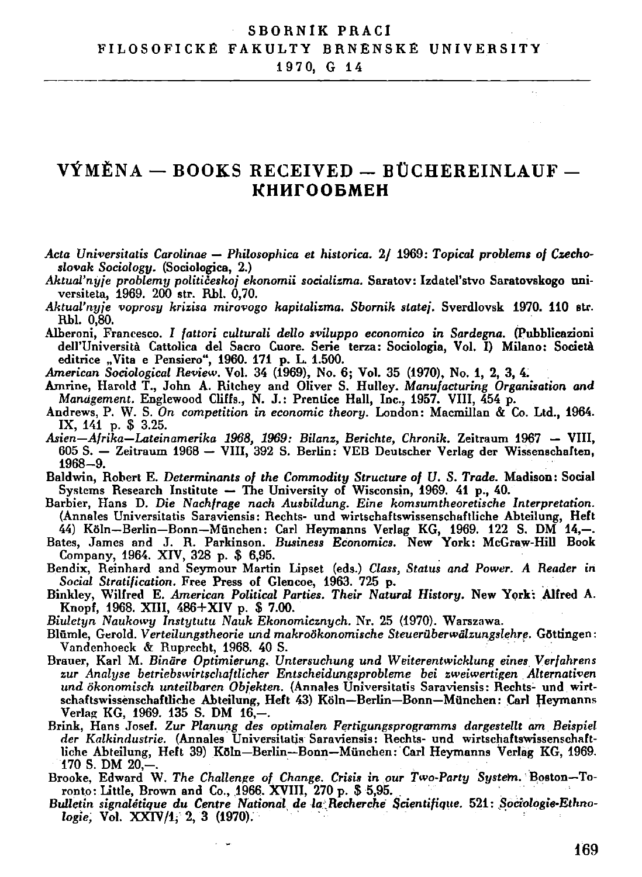# VÝMĚNA — BOOKS RECEIVED — BÜCHEREINLAUF — КНИГООБМЕН

*Acta Universitatis Carolinae — Philosophica et historica. 2/ 1969: Topical problems of Czechoslovak Sociology.* (Sociologica, 2.)

*Aktual'nyje problemy političeskoj ekonomii socializma.* Saratov: Izdatel'stvo Saratovskogo universiteta, 1969. 200 str. Rbl. 0,70.

*Aktual'nyje voprosy krizisa mirovogo kapitalizma. Sbornik statej.* Sverdlovsk 1970. 110 str. Rbl. 0,80.

Alberoni, Francesco. *I fattori culturali dello sviluppo economico in Sardegna.* (Pubblicazioni dell'Università Cattolica del Sacro Cuore. Serie terza: Sociologia, Vol. I) Milano: Società editrice „Vita e Pensiero", 1960. 171 p. L. 1.500.

*American Sociological Review.* Vol. 34 (1969), No. 6; Vol. 35 (1970), No. 1, 2, 3, 4.

Amrine, Harold T., John A. Ritchey and Oliver S. Hulley. *Manufacturing Organisation and Management.* Englewood Cliffs., N. J.: Prentice Hall, Inc., 1957. VIII, 454 p.

Andrews, P. W. S. *On competition in economic theory.* London: Macmillan & Co. Ltd., 1964. IX, 141 p. $ 3.25.

*Asien—Afrika—Lateinamerika 1968, 1969: Bilanz, Berichte, Chronik.* Zeitraum 1967 — VIII, 605 S. — Zeitraum 1968 — VIII, 392 S. Berlin: VEB Deutscher Verlag der Wissenschaften, 1968—9.

Baldwin, Robert E. *Determinants of the Commodity Structure of U. S. Trade.* Madison: Social Systems Research Institute — The University of Wisconsin, 1969. 41 p., 40.

Barbier, Hans D. *Die Nachfrage nach Ausbildung. Eine komsumtheoretische Interpretation.* (Annales Universitatis Saraviensis: Rechts- und wirtschaftswissenschaftliche Abteilung, Heft 44) Köln—Berlin—Bonn—München: Carl Heymanns Verlag KG, 1969. 122 S. DM 14,—.

Bates, James and J. R. Parkinson. *Business Economics.* New York: McGraw-Hill Book Company, 1964. XIV, 328 p. $ 6,95.

Bendix, Reinhard and Seymour Martin Lipset (eds.) *Class, Status and Power. A Reader in Social Stratification.* Free Press of Glencoe, 1963. 725 p.

Binkley, Wilfred E. *American Political Parties. Their Natural History.* New York: Alfred A. Knopf, 1968. XIII, 486+XIV p. $ 7.00.

*Biuletyn Naukowy Instytutu Nauk Ekonomicznych.* Nr. 25 (1970). Warszawa.

Blümle, Gerold. *Verteilungstheorie und makroökonomische Steuerüberwälzungslehre.* Göttingen: Vandenhoeck & Ruprecht, 1968. 40 S.

Brauer, Karl M. *Binäre Optimierung. Untersuchung und Weiterentwicklung eines Verfahrens zur Analyse betriebswirtschaftlicher Entscheidungsprobleme bei zweiwertigen Alternativen und ökonomisch unteilbaren Objekten.* (Annales Universitatis Saraviensis: Rechts- und wirtschaftswissenschaftliche Abteilung, Heft 43) Köln—Berlin—Bonn—München: Carl Heymanns Verlag KG, 1969. 135 S. DM 16,—.

Brink, Hans Josef. *Zur Planung des optimalen Fertigungsprogramms dargestellt am Beispiel der Kalkindustrie.* (Annales Universitatis Saraviensis: Rechts- und wirtschaftswissenschaftliche Abteilung, Heft 39) Köln—Berlin—Bonn—München: Carl Heymanns Verlag KG, 1969. 170 S. DM 20,—.

Brooke, Edward W. *The Challenge of Change. Crisis in our Two-Party System.* Boston—Toronto: Little, Brown and Co., 1966. XVIII, 270 p. $ 5,95.

*Bulletin signalétique du Centre National de la Recherche Scientifique.* 521: *Sociologie-Ethnologie,* Vol. XXIV/1, 2, 3 (1970).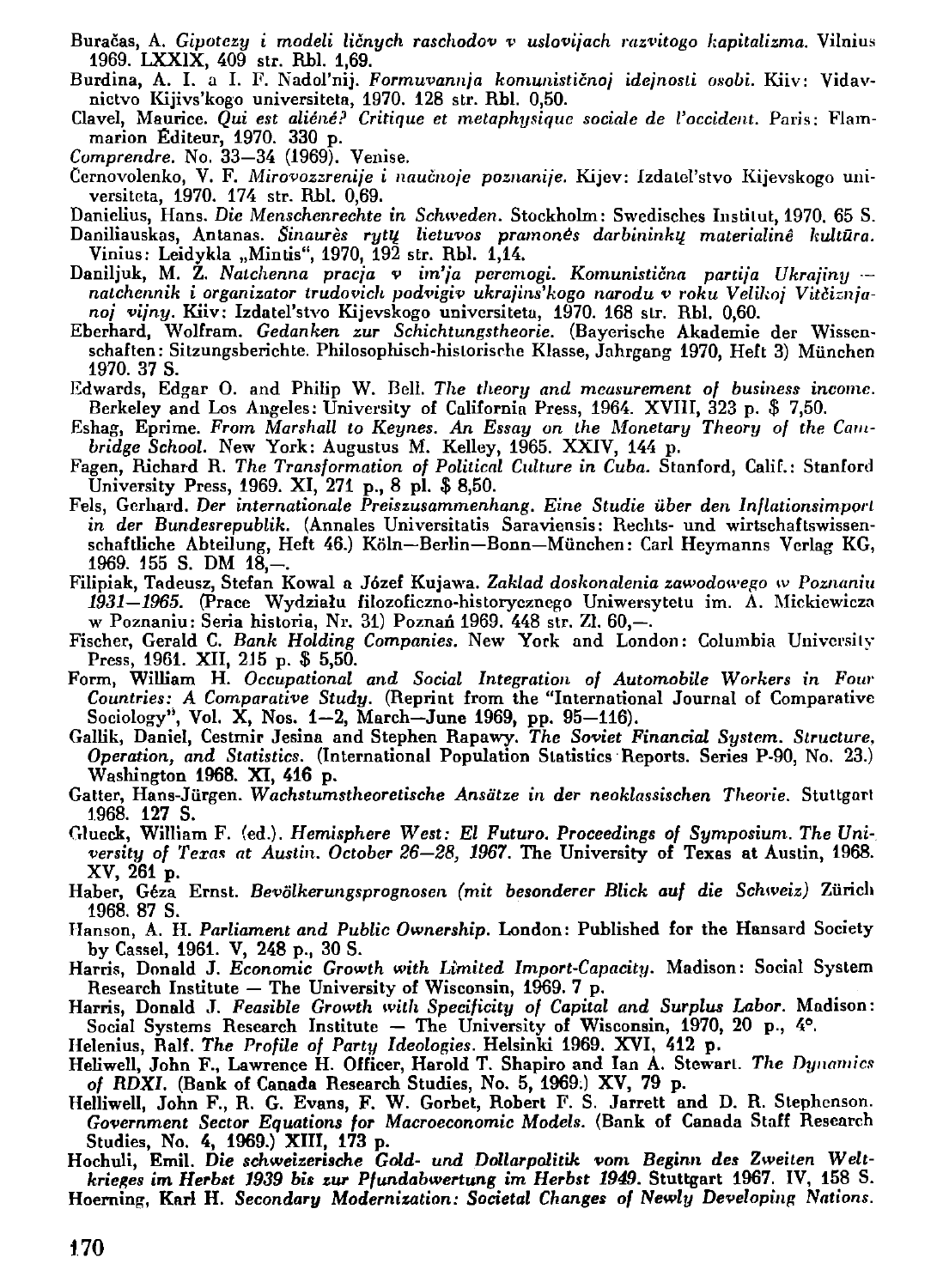Buračas, A. *Gipotezy i modeli ličnych raschodov v uslovijach razvitogo kapitalizma.* Vilnius 1969. LXXIX, 409 str. Rbl. 1,69.

Burdina, A. I. a I. F. Nadol'nij. *Formuvannja komunističnoj idejnosti osobi.* Kiiv: Vidavnictvo Kijivs'kogo universiteta, 1970. 128 str. Rbl. 0,50.

Clavel, Maurice. *Qui est aliéné? Critique et metaphysique sociale de l'occident.* Paris: Flammarion Éditeur, 1970. 330 p.

*Comprendre.* No. 33—34 (1969). Venise.

Černovolenko, V. F. *Mirovozzrenije i naučnoje poznanije.* Kijev: Izdatel'stvo Kijevskogo universiteta, 1970. 174 str. Rbl. 0,69.

Danielius, Hans. *Die Menschenrechte in Schweden.* Stockholm: Swedisches Institut, 1970. 65 S.

Daniliauskas, Antanas. *Šinaurės rytų lietuvos pramonės darbininkų materialinė kultūra.* Vinius: Leidykla „Mintis", 1970, 192 str. Rbl. 1,14.

Daniljuk, M. Z. *Natchenna pracja v im'ja peremogi. Komunistična partija Ukrajiny — natchennik i organizator trudovich podvigiv ukrajins'kogo narodu v roku Velikoj Vitčiznjanoj vijny.* Kiiv: Izdatel'stvo Kijevskogo universiteta, 1970. 168 str. Rbl. 0,60.

Eberhard, Wolfram. *Gedanken zur Schichtungstheorie.* (Bayerische Akademie der Wissenschaften: Sitzungsberichte. Philosophisch-historische Klasse, Jahrgang 1970, Heft 3) München 1970. 37 S.

Edwards, Edgar O. and Philip W. Bell. *The theory and measurement of business income.* Berkeley and Los Angeles: University of California Press, 1964. XVIII, 323 p. $ 7,50.

Eshag, Eprime. *From Marshall to Keynes. An Essay on the Monetary Theory of the Cambridge School.* New York: Augustus M. Kelley, 1965. XXIV, 144 p.

Fagen, Richard R. *The Transformation of Political Culture in Cuba.* Stanford, Calif.: Stanford University Press, 1969. XI, 271 p., 8 pl. $ 8,50.

Fels, Gerhard. *Der internationale Preiszusammenhang. Eine Studie über den Inflationsimport in der Bundesrepublik.* (Annales Universitatis Saraviensis: Rechts- und wirtschaftswissenschaftliche Abteilung, Heft 46.) Köln—Berlin—Bonn—München: Carl Heymanns Verlag KG, 1969. 155 S. DM 18,—.

Filipiak, Tadeusz, Stefan Kowal a Józef Kujawa. *Zaklad doskonalenia zawodowego w Poznaniu 1931—1965.* (Prace Wydziału filozoficzno-historycznego Uniwersytetu im. A. Mickiewicza w Poznaniu: Seria historia, Nr. 31) Poznań 1969. 448 str. Zl. 60,—.

Fischer, Gerald C. *Bank Holding Companies.* New York and London: Columbia University Press, 1961. XII, 215 p. $ 5,50.

Form, William H. *Occupational and Social Integration of Automobile Workers in Four Countries: A Comparative Study.* (Reprint from the "International Journal of Comparative Sociology", Vol. X, Nos. 1—2, March—June 1969, pp. 95—116).

Gallik, Daniel, Cestmir Jesina and Stephen Rapawy. *The Soviet Financial System. Structure, Operation, and Statistics.* (International Population Statistics Reports. Series P-90, No. 23.) Washington 1968. XI, 416 p.

Gatter, Hans-Jürgen. *Wachstumstheoretische Ansätze in der neoklassischen Theorie.* Stuttgart 1968. 127 S.

Glueck, William F. (ed.). *Hemisphere West: El Futuro. Proceedings of Symposium. The University of Texas at Austin. October 26—28, 1967.* The University of Texas at Austin, 1968. XV, 261 p.

Haber, Géza Ernst. *Bevölkerungsprognosen (mit besonderer Blick auf die Schweiz)* Zürich 1968. 87 S.

Hanson, A. H. *Parliament and Public Ownership.* London: Published for the Hansard Society by Cassel, 1961. V, 248 p., 30 S.

Harris, Donald J. *Economic Growth with Limited Import-Capacity.* Madison: Social System Research Institute — The University of Wisconsin, 1969. 7 p.

Harris, Donald J. *Feasible Growth with Specificity of Capital and Surplus Labor.* Madison: Social Systems Research Institute — The University of Wisconsin, 1970, 20 p., 4°.

Helenius, Ralf. *The Profile of Party Ideologies.* Helsinki 1969. XVI, 412 p.

Heliwell, John F., Lawrence H. Officer, Harold T. Shapiro and Ian A. Stewart. *The Dynamics of RDXI.* (Bank of Canada Research Studies, No. 5, 1969.) XV, 79 p.

Helliwell, John F., R. G. Evans, F. W. Gorbet, Robert F. S. Jarrett and D. R. Stephenson. *Government Sector Equations for Macroeconomic Models.* (Bank of Canada Staff Research Studies, No. 4, 1969.) XIII, 173 p.

Hochuli, Emil. *Die schweizerische Gold- und Dollarpolitik vom Beginn des Zweiten Weltkrieges im Herbst 1939 bis zur Pfundabwertung im Herbst 1949.* Stuttgart 1967. IV, 158 S.

Hoerning, Karl H. *Secondary Modernization: Societal Changes of Newly Developing Nations.*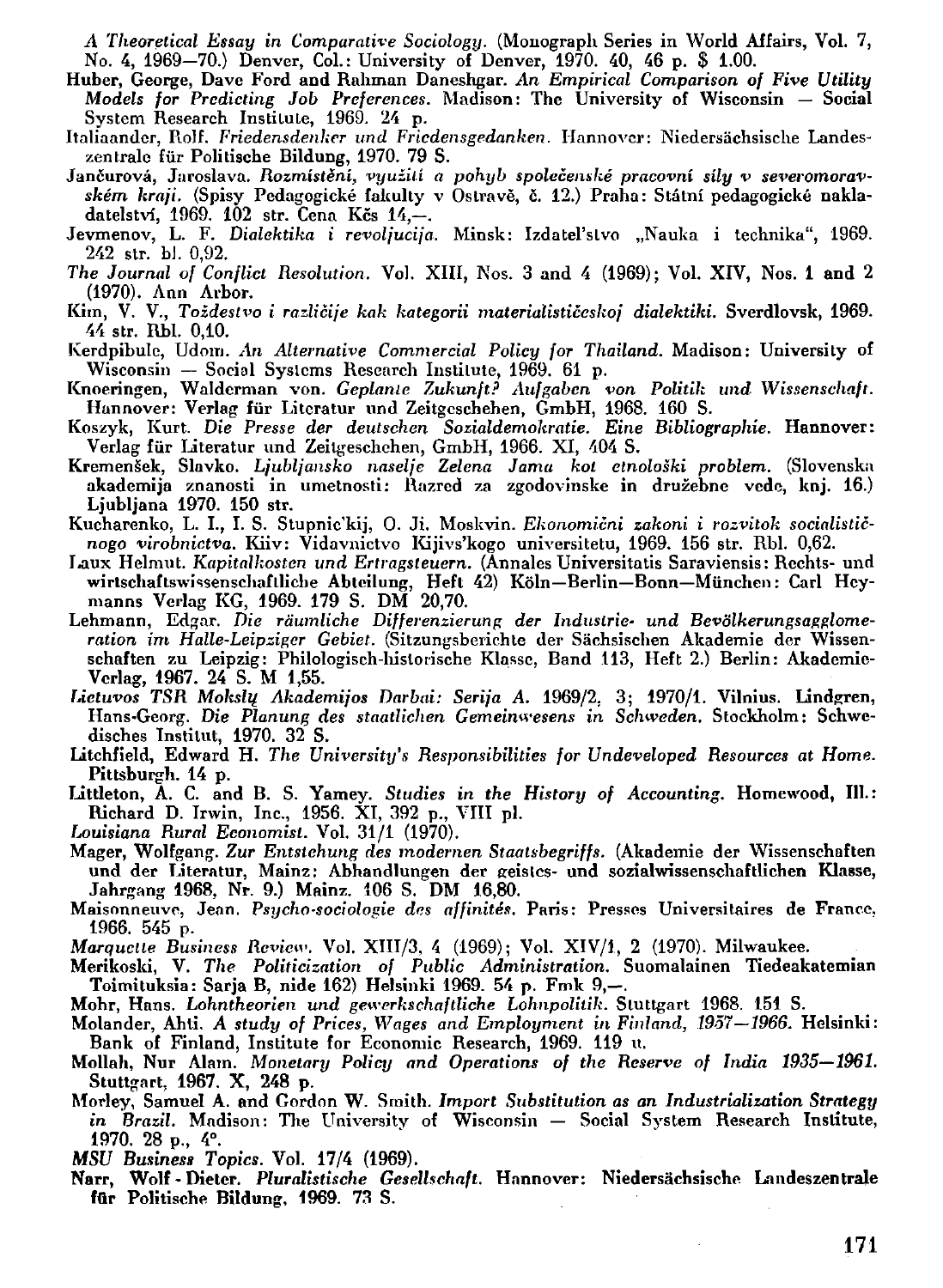*A Theoretical Essay in Comparative Sociology*. (Monograph Series in World Affairs, Vol. 7, No. 4, 1969—70.) Denver, Col.: University of Denver, 1970. 40, 46 p. $ 1.00.

**Huber, George, Dave Ford and Rahman Daneshgar.** *An Empirical Comparison of Five Utility Models for Predicting Job Preferences*. Madison: The University of Wisconsin — Social System Research Institute, 1969. 24 p.

Italiaander, Rolf. *Friedensdenker und Friedensgedanken*. Hannover: Niedersächsische Landeszentrale für Politische Bildung, 1970. 79 S.

Jančurová, Jaroslava. *Rozmistěni, využiti a pohyb společenské pracovní síly v severomoravském kraji*. (Spisy Pedagogické fakulty v Ostravě, č. 12.) Praha: Státní pedagogické nakladatelství, 1969. 102 str. Cena Kčs 14,—.

Jevmenov, L. F. *Dialektika i revoljucija*. Minsk: Izdatel'stvo „Nauka i technika", 1969. 242 str. bl. 0,92.

*The Journal of Conflict Resolution*. Vol. XIII, Nos. 3 and 4 (1969); Vol. XIV, Nos. 1 and 2 (1970). Ann Arbor.

Kim, V. V., *Toždestvo i različije kak kategorii materialističeskoj dialektiki*. Sverdlovsk, 1969. 44 str. Rbl. 0,10.

Kerdpibule, Udom. *An Alternative Commercial Policy for Thailand*. Madison: University of Wisconsin — Social Systems Research Institute, 1969. 61 p.

Knoeringen, Walderman von. *Geplante Zukunft? Aufgaben von Politik und Wissenschaft*. Hannover: Verlag für Literatur und Zeitgeschehen, GmbH, 1968. 160 S.

Koszyk, Kurt. *Die Presse der deutschen Sozialdemokratie. Eine Bibliographie*. Hannover: Verlag für Literatur und Zeitgeschehen, GmbH, 1966. XI, 404 S.

Kremenšek, Slavko. *Ljubljansko naselje Zelena Jama kot etnološki problem*. (Slovenska akademija znanosti in umetnosti: Razred za zgodovinske in družebne vede, knj. 16.) Ljubljana 1970. 150 str.

Kucharenko, L. I., I. S. Stupnic'kij, O. Ji. Moskvin. *Ekonomični zakoni i rozvitok socialističnogo virobnictva*. Kiiv: Vidavnictvo Kijivs'kogo universitetu, 1969. 156 str. Rbl. 0,62.

Laux Helmut. *Kapitalkosten und Ertragsteuern*. (Annales Universitatis Saraviensis: Rechts- und wirtschaftswissenschaftliche Abteilung, Heft 42) Köln—Berlin—Bonn—München: Carl Heymanns Verlag KG, 1969. 179 S. DM 20,70.

Lehmann, Edgar. *Die räumliche Differenzierung der Industrie- und Bevölkerungsagglomeration im Halle-Leipziger Gebiet*. (Sitzungsberichte der Sächsischen Akademie der Wissenschaften zu Leipzig: Philologisch-historische Klasse, Band 113, Heft 2.) Berlin: Akademie-Verlag, 1967. 24 S. M 1,55.

*Lietuvos TSR Mokslų Akademijos Darbai: Serija A*. 1969/2, 3; 1970/1. Vilnius. Lindgren, Hans-Georg. *Die Planung des staatlichen Gemeinwesens in Schweden*. Stockholm: Schwedisches Institut, 1970. 32 S.

Litchfield, Edward H. *The University's Responsibilities for Undeveloped Resources at Home*. Pittsburgh. 14 p.

Littleton, A. C. and B. S. Yamey. *Studies in the History of Accounting*. Homewood, Ill.: Richard D. Irwin, Inc., 1956. XI, 392 p., VIII pl.

*Louisiana Rural Economist*. Vol. 31/1 (1970).

Mager, Wolfgang. *Zur Entstehung des modernen Staatsbegriffs*. (Akademie der Wissenschaften und der Literatur, Mainz: Abhandlungen der geistes- und sozialwissenschaftlichen Klasse, Jahrgang 1968, Nr. 9.) Mainz. 106 S. DM 16,80.

Maisonneuve, Jean. *Psycho-sociologie des affinités*. Paris: Presses Universitaires de France, 1966. 545 p.

*Marquette Business Review*. Vol. XIII/3, 4 (1969); Vol. XIV/1, 2 (1970). Milwaukee.

Merikoski, V. *The Politicization of Public Administration*. Suomalainen Tiedeakatemian Toimituksia: Sarja B, nide 162) Helsinki 1969. 54 p. Fmk 9,—.

Mohr, Hans. *Lohntheorien und gewerkschaftliche Lohnpolitik*. Stuttgart 1968. 151 S.

Molander, Ahti. *A study of Prices, Wages and Employment in Finland, 1957—1966*. Helsinki: Bank of Finland, Institute for Economic Research, 1969. 119 u.

Mollah, Nur Alam. *Monetary Policy and Operations of the Reserve of India 1935—1961*. Stuttgart, 1967. X, 248 p.

Morley, Samuel A. and Gordon W. Smith. *Import Substitution as an Industrialization Strategy in Brazil*. Madison: The University of Wisconsin — Social System Research Institute, 1970. 28 p., 4°.

*MSU Business Topics*. Vol. 17/4 (1969).

**Narr, Wolf-Dieter.** *Pluralistische Gesellschaft*. Hannover: Niedersächsische Landeszentrale für Politische Bildung, 1969. 73 S.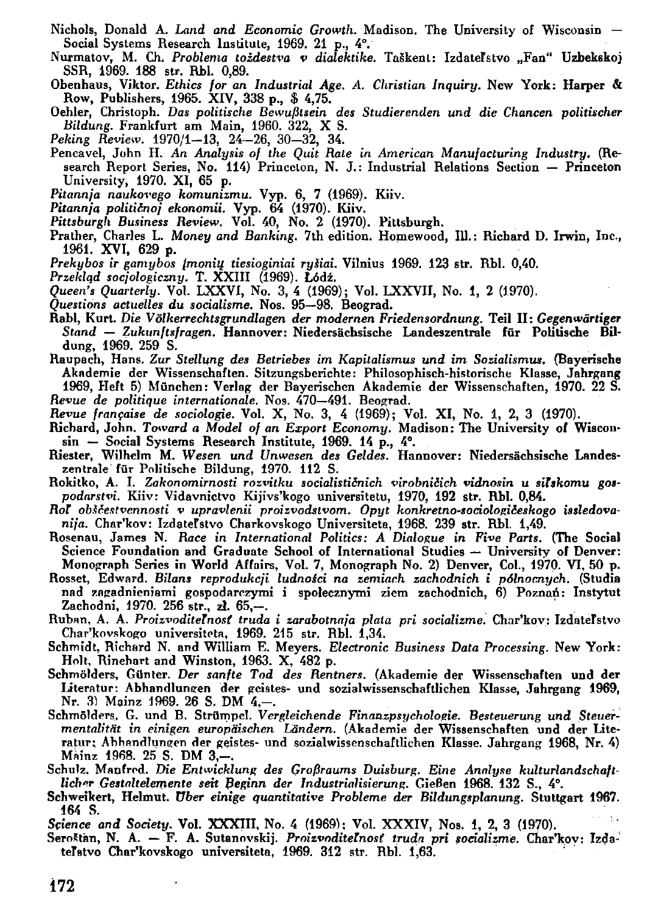Nichols, Donald A. *Land and Economic Growth.* Madison. The University of Wisconsin — Social Systems Research Institute, 1969. 21 p., 4°.

Nurmatov, M. Ch. *Problema toždestva v dialektike.* Taškent: Izdatel'stvo „Fan" Uzbekskoj SSR, 1969. 188 str. Rbl. 0,89.

Obenhaus, Viktor. *Ethics for an Industrial Age. A. Christian Inquiry.* New York: Harper & Row, Publishers, 1965. XIV, 338 p., $ 4,75.

Oehler, Christoph. *Das politische Bewußtsein des Studierenden und die Chancen politischer Bildung.* Frankfurt am Main, 1960. 322, X S.

*Peking Review.* 1970/1—13, 24—26, 30—32, 34.

Pencavel, John H. *An Analysis of the Quit Rate in American Manufacturing Industry.* (Research Report Series, No. 114) Princeton, N. J.: Industrial Relations Section — Princeton University, 1970. XI, 65 p.

*Pitannja naukovego komunizmu.* Vyp. 6, 7 (1969). Kiiv.

*Pitannja politično ekonomii.* Vyp. 64 (1970). Kiiv.

*Pittsburgh Business Review.* Vol. 40, No. 2 (1970). Pittsburgh.

Prather, Charles L. *Money and Banking.* 7th edition. Homewood, Ill.: Richard D. Irwin, Inc., 1961. XVI, 629 p.

*Prekybos ir gamybos įmonių tiesioginiai ryšiai.* Vilnius 1969. 123 str. Rbl. 0,40.

*Przegląd socjologiczny.* T. XXIII (1969). Łódź.

*Queen's Quarterly.* Vol. LXXVI, No. 3, 4 (1969); Vol. LXXVII, No. 1, 2 (1970).

*Questions actuelles du socialisme.* Nos. 95—98. Beograd.

Rabl, Kurt. *Die Völkerrechtsgrundlagen der modernen Friedensordnung.* Teil II: *Gegenwärtiger Stand — Zukunftsfragen.* Hannover: Niedersächsische Landeszentrale für Politische Bildung, 1969. 259 S.

Raupach, Hans. *Zur Stellung des Betriebes im Kapitalismus und im Sozialismus.* (Bayerische Akademie der Wissenschaften. Sitzungsberichte: Philosophisch-historische Klasse, Jahrgang 1969, Heft 5) München: Verlag der Bayerischen Akademie der Wissenschaften, 1970. 22 S.

*Revue de politique internationale.* Nos. 470—491. Beograd.

*Revue française de sociologie.* Vol. X, No. 3, 4 (1969); Vol. XI, No. 1, 2, 3 (1970).

Richard, John. *Toward a Model of an Export Economy.* Madison: The University of Wisconsin — Social Systems Research Institute, 1969. 14 p., 4°.

Riester, Wilhelm M. *Wesen und Unwesen des Geldes.* Hannover: Niedersächsische Landeszentrale für Politische Bildung, 1970. 112 S.

Rokitko, A. I. *Zakonomirnosti rozvitku socialističnich virobničich vidnosin u sil'skomu gospodarstvi.* Kiiv: Vidavnictvo Kijivs'kogo universitetu, 1970, 192 str. Rbl. 0,84.

*Rol' obščestvennosti v upravlenii proizvodstvom. Opyt konkretno-sociologičeskogo issledovanija.* Char'kov: Izdatel'stvo Charkovskogo Universiteta, 1968. 239 str. Rbl. 1,49.

Rosenau, James N. *Race in International Politics: A Dialogue in Five Parts.* (The Social Science Foundation and Graduate School of International Studies — University of Denver: Monograph Series in World Affairs, Vol. 7, Monograph No. 2) Denver, Col., 1970. VI, 50 p.

Rosset, Edward. *Bilans reprodukcji ludności na zemiach zachodnich i północnych.* (Studia nad zagadnieniami gospodarczymi i spolecznymi ziem zachodnich, 6) Poznań: Instytut Zachodni, 1970. 256 str., zł. 65,—.

Ruban, A. A. *Proizvoditel'nost' truda i zarabotnaja plata pri socializme.* Char'kov: Izdatel'stvo Char'kovskogo universiteta, 1969. 215 str. Rbl. 1,34.

Schmidt, Richard N. and William E. Meyers. *Electronic Business Data Processing.* New York: Holt, Rinehart and Winston, 1963. X, 482 p.

Schmölders, Günter. *Der sanfte Tod des Rentners.* (Akademie der Wissenschaften und der Literatur: Abhandlungen der geistes- und sozialwissenschaftlichen Klasse, Jahrgang 1969, Nr. 3) Mainz 1969. 26 S. DM 4,—.

Schmölders, G. und B. Strümpel. *Vergleichende Finanzpsychologie. Besteuerung und Steuermentalität in einigen europäischen Ländern.* (Akademie der Wissenschaften und der Literatur: Abhandlungen der geistes- und sozialwissenschaftlichen Klasse. Jahrgang 1968, Nr. 4) Mainz 1968. 25 S. DM 3,—.

Schulz, Manfred. *Die Entwicklung des Großraums Duisburg. Eine Analyse kulturlandschaftlicher Gestaltelemente seit Beginn der Industrialisierung.* Gießen 1968. 132 S., 4°.

Schweikert, Helmut. *Über einige quantitative Probleme der Bildungsplanung.* Stuttgart 1967. 164 S.

*Science and Society.* Vol. XXXIII, No. 4 (1969); Vol. XXXIV, Nos. 1, 2, 3 (1970).

Seroštan, N. A. — F. A. Sutanovskij. *Proizvoditel'nost' truda pri socializme.* Char'kov: Izdatel'stvo Char'kovskogo universiteta, 1969. 312 str. Rbl. 1,63.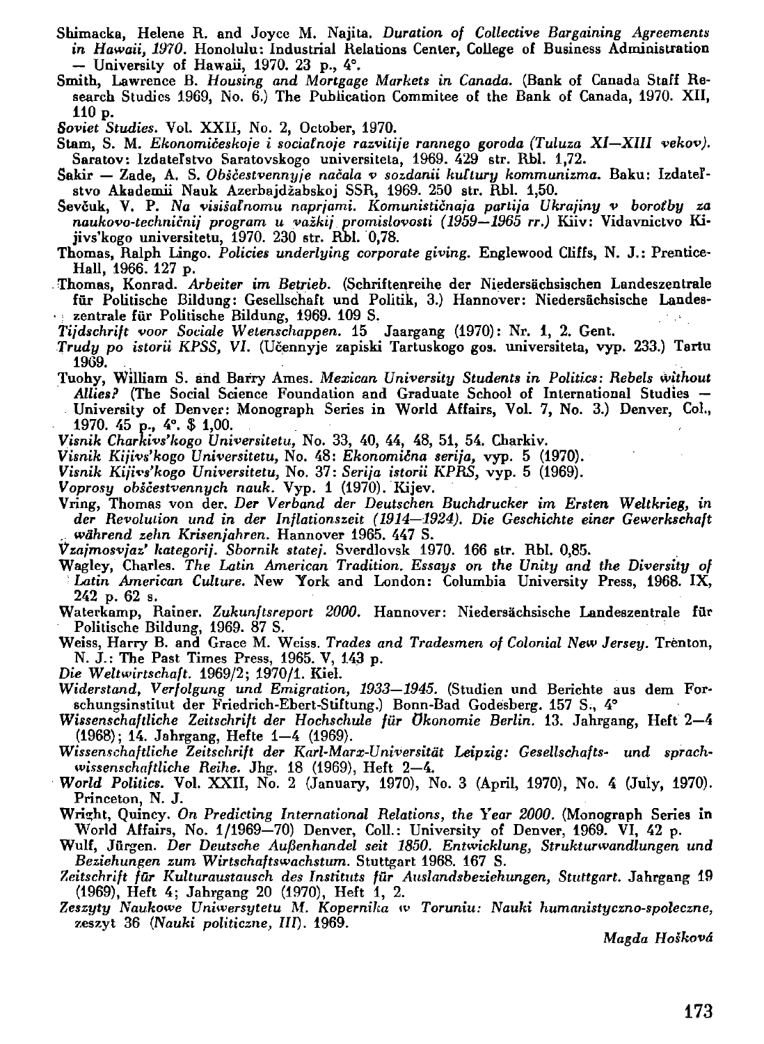Shimacka, Helene R. and Joyce M. Najita. *Duration of Collective Bargaining Agreements in Hawaii, 1970.* Honolulu: Industrial Relations Center, College of Business Administration — University of Hawaii, 1970. 23 p., 4°.

Smith, Lawrence B. *Housing and Mortgage Markets in Canada.* (Bank of Canada Staff Research Studies 1969, No. 6.) The Publication Commitee of the Bank of Canada, 1970. XII, 110 p.

*Soviet Studies.* Vol. XXII, No. 2, October, 1970.

Stam, S. M. *Ekonomičeskoje i social'noje razvitije rannego goroda (Tuluza XI—XIII vekov).* Saratov: Izdatel'stvo Saratovskogo universiteta, 1969. 429 str. Rbl. 1,72.

Šakir — Zade, A. S. *Obščestvennyje načala v sozdanii kul'tury kommunizma.* Baku: Izdatel'stvo Akademii Nauk Azerbajdžabskoj SSR, 1969. 250 str. Rbl. 1,50.

Ševčuk, V. P. *Na visišal'nomu naprjami. Komunističnaja partija Ukrajiny v borot'by za naukovo-techničnij program u važkij promislovosti (1959—1965 rr.)* Kiiv: Vidavnictvo Kijivs'kogo universitetu, 1970. 230 str. Rbl. 0,78.

Thomas, Ralph Lingo. *Policies underlying corporate giving.* Englewood Cliffs, N. J.: Prentice-Hall, 1966. 127 p.

Thomas, Konrad. *Arbeiter im Betrieb.* (Schriftenreihe der Niedersächsischen Landeszentrale für Politische Bildung: Gesellschaft und Politik, 3.) Hannover: Niedersächsische Landeszentrale für Politische Bildung, 1969. 109 S.

*Tijdschrift voor Sociale Wetenschappen.* 15 Jaargang (1970): Nr. 1, 2. Gent.

*Trudy po istorii KPSS, VI.* (Učennyje zapiski Tartuskogo gos. universiteta, vyp. 233.) Tartu 1969.

Tuohy, William S. and Barry Ames. *Mexican University Students in Politics: Rebels without Allies?* (The Social Science Foundation and Graduate School of International Studies — University of Denver: Monograph Series in World Affairs, Vol. 7, No. 3.) Denver, Col., 1970. 45 p., 4°. $ 1,00.

*Visnik Charkivs'kogo Universitetu,* No. 33, 40, 44, 48, 51, 54. Charkiv.

*Visnik Kijivs'kogo Universitetu,* No. 48: *Ekonomična serija,* vyp. 5 (1970).

*Visnik Kijivs'kogo Universitetu,* No. 37: *Serija istorii KPRS,* vyp. 5 (1969).

*Voprosy obščestvennych nauk.* Vyp. 1 (1970). Kijev.

Vring, Thomas von der. *Der Verband der Deutschen Buchdrucker im Ersten Weltkrieg, in der Revolution und in der Inflationszeit (1914—1924). Die Geschichte einer Gewerkschaft während zehn Krisenjahren.* Hannover 1965. 447 S.

*Vzajmosvjaz' kategorij. Sbornik statej.* Sverdlovsk 1970. 166 str. Rbl. 0,85.

Wagley, Charles. *The Latin American Tradition. Essays on the Unity and the Diversity of Latin American Culture.* New York and London: Columbia University Press, 1968. IX, 242 p. 62 s.

Waterkamp, Rainer. *Zukunftsreport 2000.* Hannover: Niedersächsische Landeszentrale für Politische Bildung, 1969. 87 S.

Weiss, Harry B. and Grace M. Weiss. *Trades and Tradesmen of Colonial New Jersey.* Trenton, N. J.: The Past Times Press, 1965. V, 143 p.

*Die Weltwirtschaft.* 1969/2; 1970/1. Kiel.

*Widerstand, Verfolgung und Emigration, 1933—1945.* (Studien und Berichte aus dem Forschungsinstitut der Friedrich-Ebert-Stiftung.) Bonn-Bad Godesberg. 157 S., 4°

*Wissenschaftliche Zeitschrift der Hochschule für Ökonomie Berlin.* 13. Jahrgang, Heft 2—4 (1968); 14. Jahrgang, Hefte 1—4 (1969).

*Wissenschaftliche Zeitschrift der Karl-Marx-Universität Leipzig: Gesellschafts- und sprachwissenschaftliche Reihe.* Jhg. 18 (1969), Heft 2—4.

*World Politics.* Vol. XXII, No. 2 (January, 1970), No. 3 (April, 1970), No. 4 (July, 1970). Princeton, N. J.

Wright, Quincy. *On Predicting International Relations, the Year 2000.* (Monograph Series in World Affairs, No. 1/1969—70) Denver, Coll.: University of Denver, 1969. VI, 42 p.

Wulf, Jürgen. *Der Deutsche Außenhandel seit 1850. Entwicklung, Strukturwandlungen und Beziehungen zum Wirtschaftswachstum.* Stuttgart 1968. 167 S.

*Zeitschrift für Kulturaustausch des Instituts für Auslandsbeziehungen, Stuttgart.* Jahrgang 19 (1969), Heft 4; Jahrgang 20 (1970), Heft 1, 2.

*Zeszyty Naukowe Uniwersytetu M. Kopernika w Toruniu: Nauki humanistyczno-społeczne,* zeszyt 36 (*Nauki polityczne, III*). 1969.

*Magda Hošková*